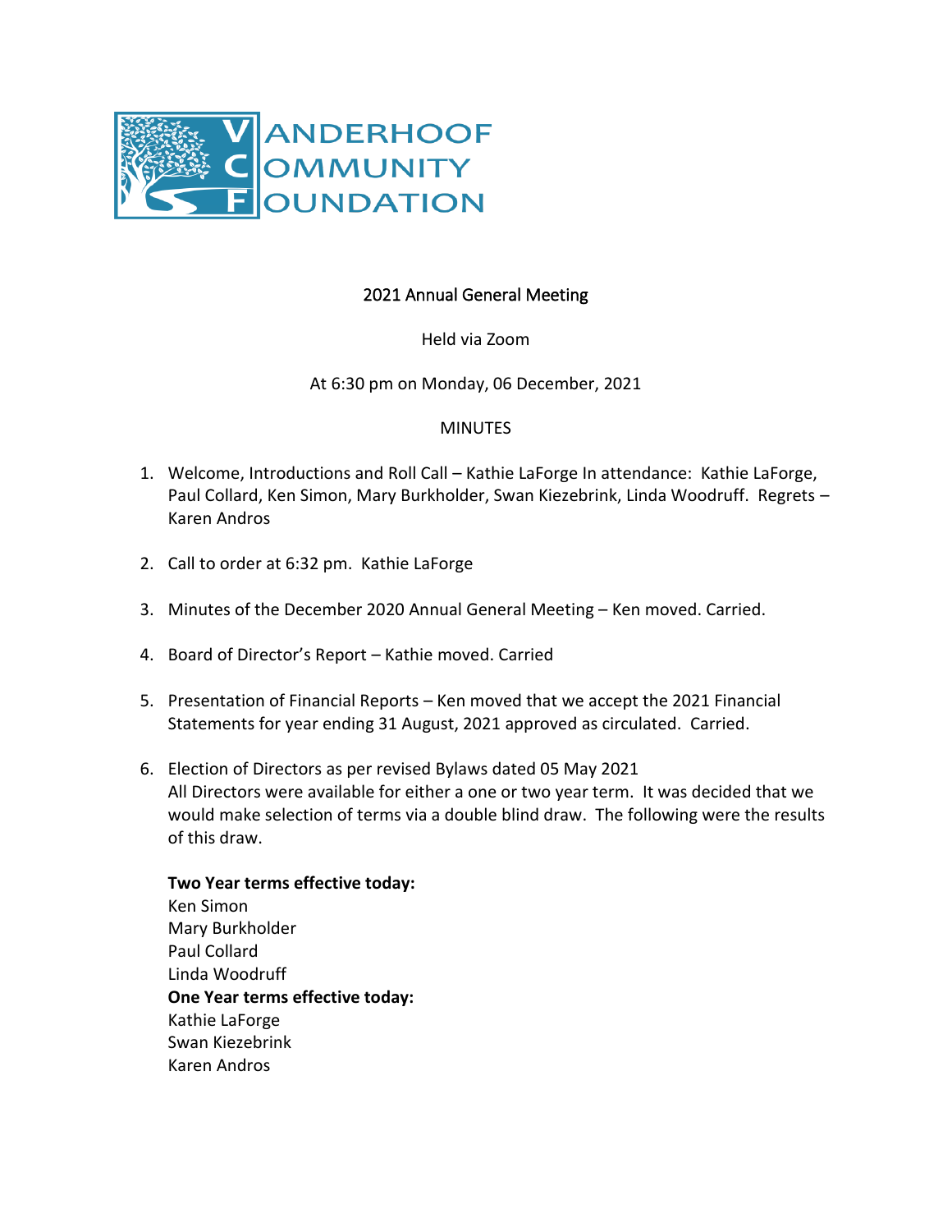VANDERHOOF COMMUNITY FOUNDATION

2021 Annual General Meeting

Held via Zoom

At 6:30 pm on Monday, 06 December, 2021

MINUTES

1. Welcome, Introductions and Roll Call – Kathie LaForge In attendance: Kathie LaForge, Paul Collard, Ken Simon, Mary Burkholder, Swan Kiezebrink, Linda Woodruff. Regrets – Karen Andros

2. Call to order at 6:32 pm. Kathie LaForge

3. Minutes of the December 2020 Annual General Meeting – Ken moved. Carried.

4. Board of Director's Report – Kathie moved. Carried

5. Presentation of Financial Reports – Ken moved that we accept the 2021 Financial Statements for year ending 31 August, 2021 approved as circulated. Carried.

6. Election of Directors as per revised Bylaws dated 05 May 2021
   All Directors were available for either a one or two year term. It was decided that we would make selection of terms via a double blind draw. The following were the results of this draw.

   **Two Year terms effective today:**
   Ken Simon
   Mary Burkholder
   Paul Collard
   Linda Woodruff
   **One Year terms effective today:**
   Kathie LaForge
   Swan Kiezebrink
   Karen Andros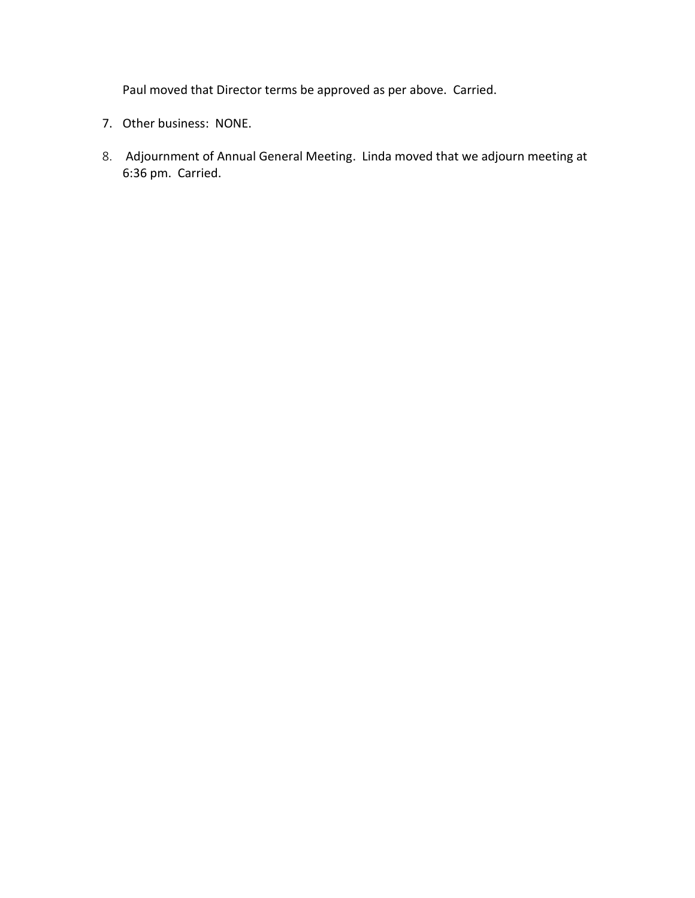Paul moved that Director terms be approved as per above. Carried.

7. Other business: NONE.

8. Adjournment of Annual General Meeting. Linda moved that we adjourn meeting at 6:36 pm. Carried.